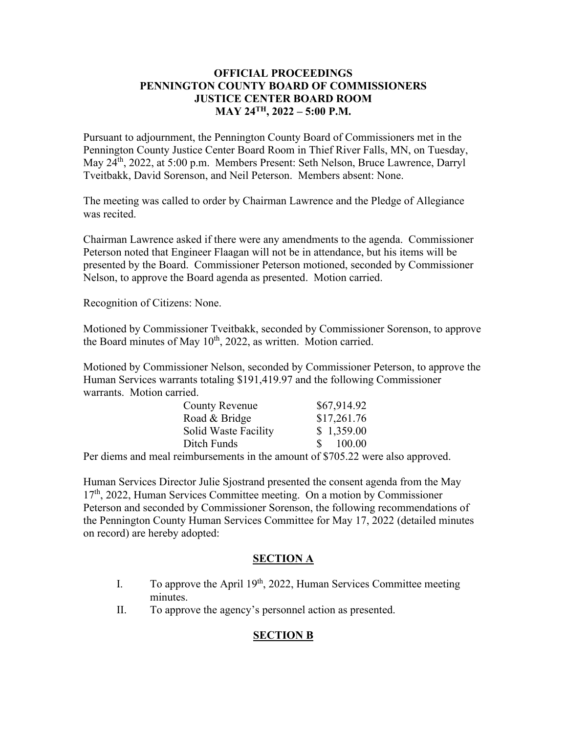**OFFICIAL PROCEEDINGS**
**PENNINGTON COUNTY BOARD OF COMMISSIONERS**
**JUSTICE CENTER BOARD ROOM**
**MAY 24TH, 2022 – 5:00 P.M.**

Pursuant to adjournment, the Pennington County Board of Commissioners met in the Pennington County Justice Center Board Room in Thief River Falls, MN, on Tuesday, May 24th, 2022, at 5:00 p.m. Members Present: Seth Nelson, Bruce Lawrence, Darryl Tveitbakk, David Sorenson, and Neil Peterson. Members absent: None.

The meeting was called to order by Chairman Lawrence and the Pledge of Allegiance was recited.

Chairman Lawrence asked if there were any amendments to the agenda. Commissioner Peterson noted that Engineer Flaagan will not be in attendance, but his items will be presented by the Board. Commissioner Peterson motioned, seconded by Commissioner Nelson, to approve the Board agenda as presented. Motion carried.

Recognition of Citizens: None.

Motioned by Commissioner Tveitbakk, seconded by Commissioner Sorenson, to approve the Board minutes of May 10th, 2022, as written. Motion carried.

Motioned by Commissioner Nelson, seconded by Commissioner Peterson, to approve the Human Services warrants totaling $191,419.97 and the following Commissioner warrants. Motion carried.

| | |
|---|---|
| County Revenue | $67,914.92 |
| Road & Bridge | $17,261.76 |
| Solid Waste Facility | $ 1,359.00 |
| Ditch Funds | $ 100.00 |

Per diems and meal reimbursements in the amount of $705.22 were also approved.

Human Services Director Julie Sjostrand presented the consent agenda from the May 17th, 2022, Human Services Committee meeting. On a motion by Commissioner Peterson and seconded by Commissioner Sorenson, the following recommendations of the Pennington County Human Services Committee for May 17, 2022 (detailed minutes on record) are hereby adopted:

## SECTION A

I. To approve the April 19th, 2022, Human Services Committee meeting minutes.

II. To approve the agency's personnel action as presented.

## SECTION B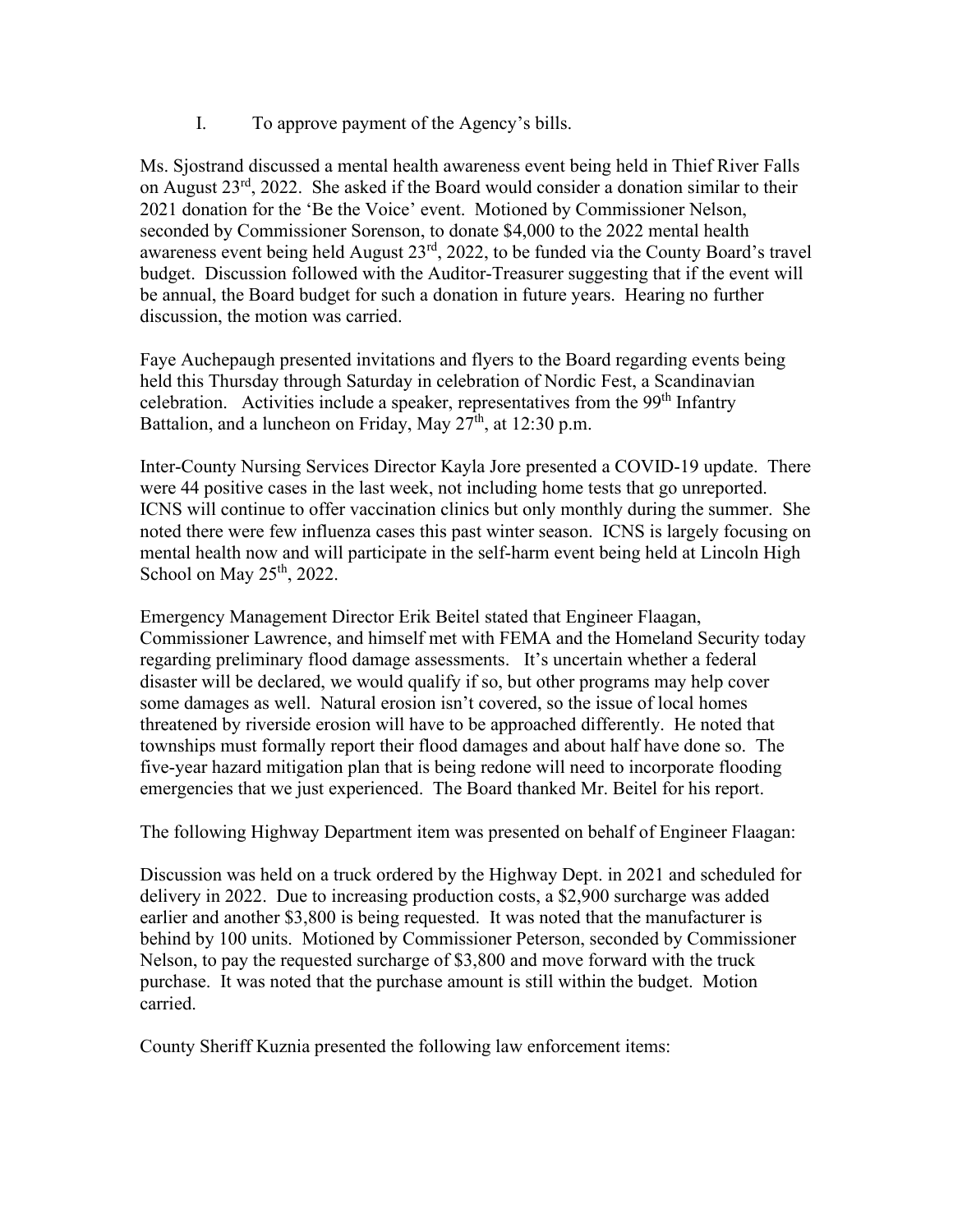I. To approve payment of the Agency's bills.

Ms. Sjostrand discussed a mental health awareness event being held in Thief River Falls on August 23rd, 2022. She asked if the Board would consider a donation similar to their 2021 donation for the 'Be the Voice' event. Motioned by Commissioner Nelson, seconded by Commissioner Sorenson, to donate $4,000 to the 2022 mental health awareness event being held August 23rd, 2022, to be funded via the County Board's travel budget. Discussion followed with the Auditor-Treasurer suggesting that if the event will be annual, the Board budget for such a donation in future years. Hearing no further discussion, the motion was carried.

Faye Auchepaugh presented invitations and flyers to the Board regarding events being held this Thursday through Saturday in celebration of Nordic Fest, a Scandinavian celebration. Activities include a speaker, representatives from the 99th Infantry Battalion, and a luncheon on Friday, May 27th, at 12:30 p.m.

Inter-County Nursing Services Director Kayla Jore presented a COVID-19 update. There were 44 positive cases in the last week, not including home tests that go unreported. ICNS will continue to offer vaccination clinics but only monthly during the summer. She noted there were few influenza cases this past winter season. ICNS is largely focusing on mental health now and will participate in the self-harm event being held at Lincoln High School on May 25th, 2022.

Emergency Management Director Erik Beitel stated that Engineer Flaagan, Commissioner Lawrence, and himself met with FEMA and the Homeland Security today regarding preliminary flood damage assessments. It's uncertain whether a federal disaster will be declared, we would qualify if so, but other programs may help cover some damages as well. Natural erosion isn't covered, so the issue of local homes threatened by riverside erosion will have to be approached differently. He noted that townships must formally report their flood damages and about half have done so. The five-year hazard mitigation plan that is being redone will need to incorporate flooding emergencies that we just experienced. The Board thanked Mr. Beitel for his report.

The following Highway Department item was presented on behalf of Engineer Flaagan:

Discussion was held on a truck ordered by the Highway Dept. in 2021 and scheduled for delivery in 2022. Due to increasing production costs, a $2,900 surcharge was added earlier and another $3,800 is being requested. It was noted that the manufacturer is behind by 100 units. Motioned by Commissioner Peterson, seconded by Commissioner Nelson, to pay the requested surcharge of $3,800 and move forward with the truck purchase. It was noted that the purchase amount is still within the budget. Motion carried.

County Sheriff Kuznia presented the following law enforcement items: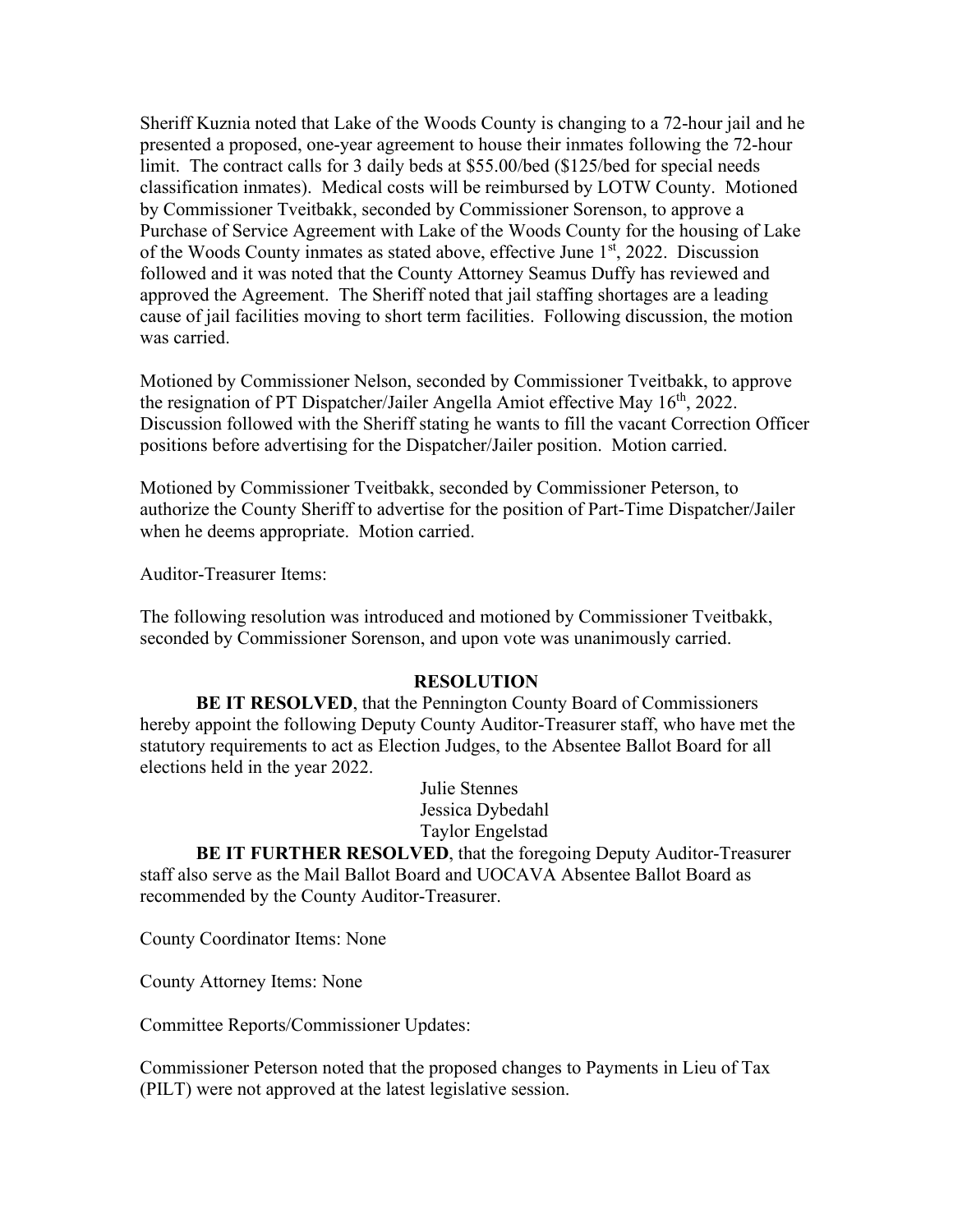Sheriff Kuznia noted that Lake of the Woods County is changing to a 72-hour jail and he presented a proposed, one-year agreement to house their inmates following the 72-hour limit. The contract calls for 3 daily beds at $55.00/bed ($125/bed for special needs classification inmates). Medical costs will be reimbursed by LOTW County. Motioned by Commissioner Tveitbakk, seconded by Commissioner Sorenson, to approve a Purchase of Service Agreement with Lake of the Woods County for the housing of Lake of the Woods County inmates as stated above, effective June 1st, 2022. Discussion followed and it was noted that the County Attorney Seamus Duffy has reviewed and approved the Agreement. The Sheriff noted that jail staffing shortages are a leading cause of jail facilities moving to short term facilities. Following discussion, the motion was carried.

Motioned by Commissioner Nelson, seconded by Commissioner Tveitbakk, to approve the resignation of PT Dispatcher/Jailer Angella Amiot effective May 16th, 2022. Discussion followed with the Sheriff stating he wants to fill the vacant Correction Officer positions before advertising for the Dispatcher/Jailer position. Motion carried.

Motioned by Commissioner Tveitbakk, seconded by Commissioner Peterson, to authorize the County Sheriff to advertise for the position of Part-Time Dispatcher/Jailer when he deems appropriate. Motion carried.

Auditor-Treasurer Items:

The following resolution was introduced and motioned by Commissioner Tveitbakk, seconded by Commissioner Sorenson, and upon vote was unanimously carried.

**RESOLUTION**

**BE IT RESOLVED**, that the Pennington County Board of Commissioners hereby appoint the following Deputy County Auditor-Treasurer staff, who have met the statutory requirements to act as Election Judges, to the Absentee Ballot Board for all elections held in the year 2022.

Julie Stennes
Jessica Dybedahl
Taylor Engelstad

**BE IT FURTHER RESOLVED**, that the foregoing Deputy Auditor-Treasurer staff also serve as the Mail Ballot Board and UOCAVA Absentee Ballot Board as recommended by the County Auditor-Treasurer.

County Coordinator Items: None

County Attorney Items: None

Committee Reports/Commissioner Updates:

Commissioner Peterson noted that the proposed changes to Payments in Lieu of Tax (PILT) were not approved at the latest legislative session.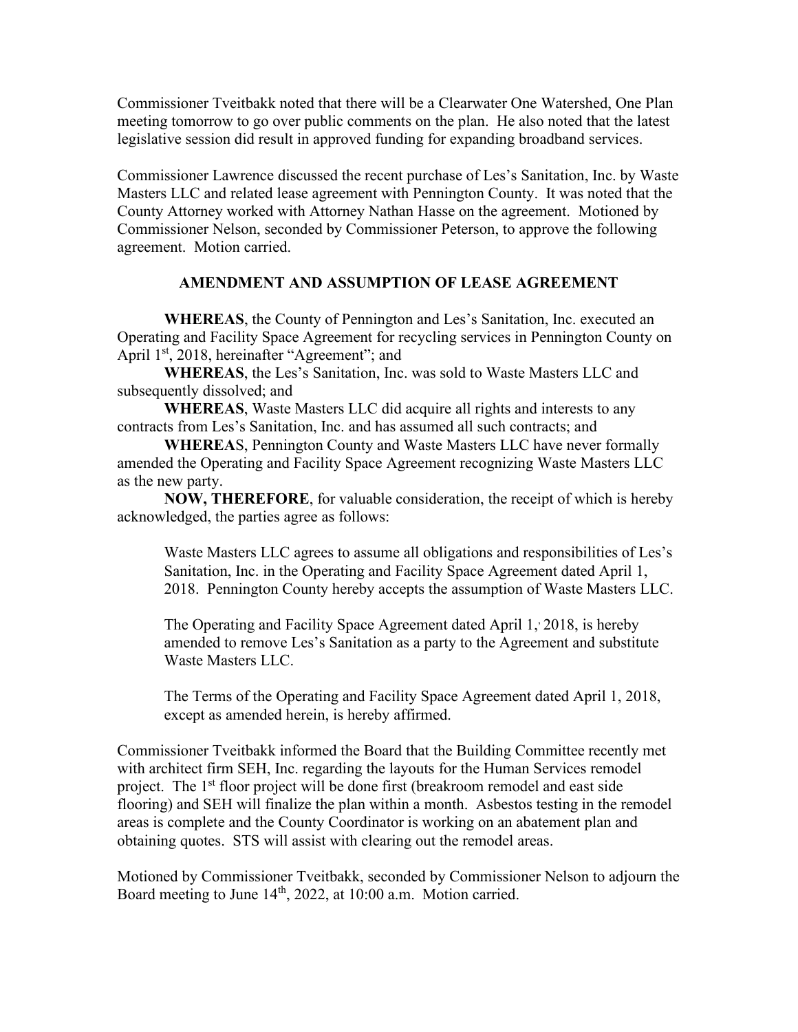Commissioner Tveitbakk noted that there will be a Clearwater One Watershed, One Plan meeting tomorrow to go over public comments on the plan. He also noted that the latest legislative session did result in approved funding for expanding broadband services.

Commissioner Lawrence discussed the recent purchase of Les's Sanitation, Inc. by Waste Masters LLC and related lease agreement with Pennington County. It was noted that the County Attorney worked with Attorney Nathan Hasse on the agreement. Motioned by Commissioner Nelson, seconded by Commissioner Peterson, to approve the following agreement. Motion carried.

**AMENDMENT AND ASSUMPTION OF LEASE AGREEMENT**

**WHEREAS**, the County of Pennington and Les's Sanitation, Inc. executed an Operating and Facility Space Agreement for recycling services in Pennington County on April 1st, 2018, hereinafter "Agreement"; and

**WHEREAS**, the Les's Sanitation, Inc. was sold to Waste Masters LLC and subsequently dissolved; and

**WHEREAS**, Waste Masters LLC did acquire all rights and interests to any contracts from Les's Sanitation, Inc. and has assumed all such contracts; and

**WHEREAS**, Pennington County and Waste Masters LLC have never formally amended the Operating and Facility Space Agreement recognizing Waste Masters LLC as the new party.

**NOW, THEREFORE**, for valuable consideration, the receipt of which is hereby acknowledged, the parties agree as follows:

> Waste Masters LLC agrees to assume all obligations and responsibilities of Les's Sanitation, Inc. in the Operating and Facility Space Agreement dated April 1, 2018. Pennington County hereby accepts the assumption of Waste Masters LLC.
>
> The Operating and Facility Space Agreement dated April 1, 2018, is hereby amended to remove Les's Sanitation as a party to the Agreement and substitute Waste Masters LLC.
>
> The Terms of the Operating and Facility Space Agreement dated April 1, 2018, except as amended herein, is hereby affirmed.

Commissioner Tveitbakk informed the Board that the Building Committee recently met with architect firm SEH, Inc. regarding the layouts for the Human Services remodel project. The 1st floor project will be done first (breakroom remodel and east side flooring) and SEH will finalize the plan within a month. Asbestos testing in the remodel areas is complete and the County Coordinator is working on an abatement plan and obtaining quotes. STS will assist with clearing out the remodel areas.

Motioned by Commissioner Tveitbakk, seconded by Commissioner Nelson to adjourn the Board meeting to June 14th, 2022, at 10:00 a.m. Motion carried.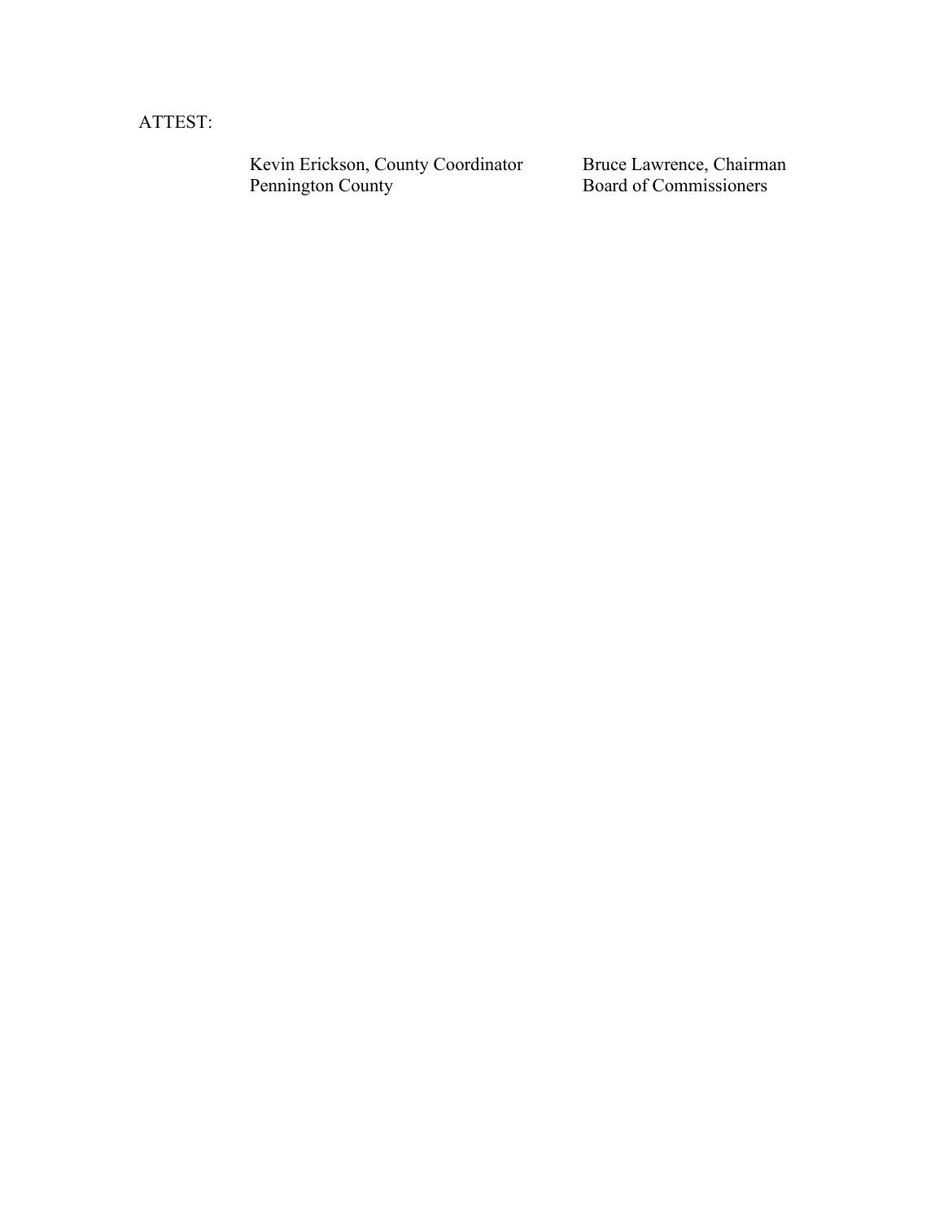ATTEST:

| | |
|---|---|
| Kevin Erickson, County Coordinator | Bruce Lawrence, Chairman |
| Pennington County | Board of Commissioners |